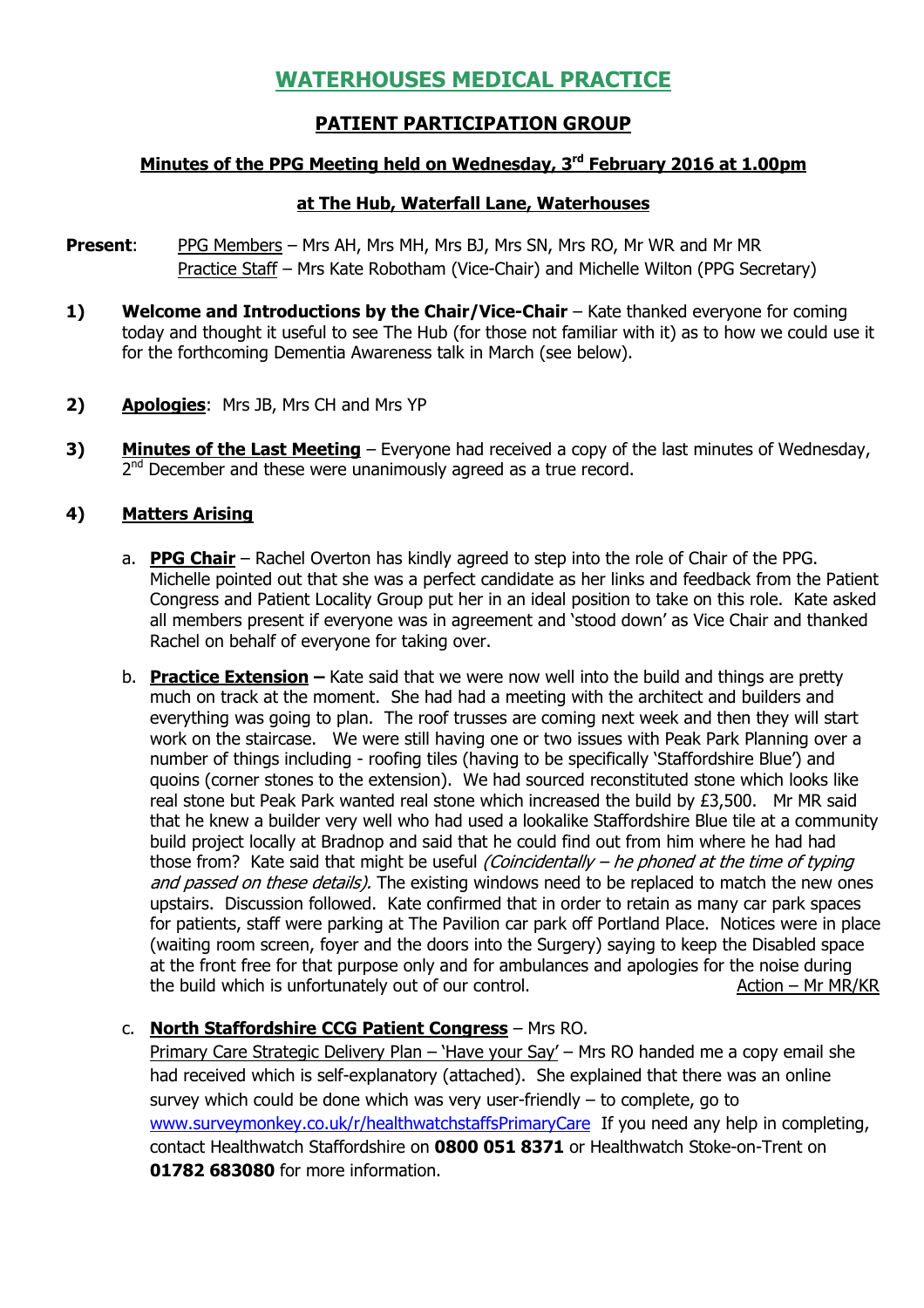# WATERHOUSES MEDICAL PRACTICE

## PATIENT PARTICIPATION GROUP

### Minutes of the PPG Meeting held on Wednesday, 3rd February 2016 at 1.00pm

### at The Hub, Waterfall Lane, Waterhouses

**Present**: PPG Members – Mrs AH, Mrs MH, Mrs BJ, Mrs SN, Mrs RO, Mr WR and Mr MR
Practice Staff – Mrs Kate Robotham (Vice-Chair) and Michelle Wilton (PPG Secretary)

**1) Welcome and Introductions by the Chair/Vice-Chair** – Kate thanked everyone for coming today and thought it useful to see The Hub (for those not familiar with it) as to how we could use it for the forthcoming Dementia Awareness talk in March (see below).

**2) Apologies**: Mrs JB, Mrs CH and Mrs YP

**3) Minutes of the Last Meeting** – Everyone had received a copy of the last minutes of Wednesday, 2nd December and these were unanimously agreed as a true record.

**4) Matters Arising**

a. **PPG Chair** – Rachel Overton has kindly agreed to step into the role of Chair of the PPG. Michelle pointed out that she was a perfect candidate as her links and feedback from the Patient Congress and Patient Locality Group put her in an ideal position to take on this role. Kate asked all members present if everyone was in agreement and 'stood down' as Vice Chair and thanked Rachel on behalf of everyone for taking over.

b. **Practice Extension –** Kate said that we were now well into the build and things are pretty much on track at the moment. She had had a meeting with the architect and builders and everything was going to plan. The roof trusses are coming next week and then they will start work on the staircase. We were still having one or two issues with Peak Park Planning over a number of things including - roofing tiles (having to be specifically 'Staffordshire Blue') and quoins (corner stones to the extension). We had sourced reconstituted stone which looks like real stone but Peak Park wanted real stone which increased the build by £3,500. Mr MR said that he knew a builder very well who had used a lookalike Staffordshire Blue tile at a community build project locally at Bradnop and said that he could find out from him where he had had those from? Kate said that might be useful *(Coincidentally – he phoned at the time of typing and passed on these details).* The existing windows need to be replaced to match the new ones upstairs. Discussion followed. Kate confirmed that in order to retain as many car park spaces for patients, staff were parking at The Pavilion car park off Portland Place. Notices were in place (waiting room screen, foyer and the doors into the Surgery) saying to keep the Disabled space at the front free for that purpose only and for ambulances and apologies for the noise during the build which is unfortunately out of our control. Action – Mr MR/KR

c. **North Staffordshire CCG Patient Congress** – Mrs RO.
Primary Care Strategic Delivery Plan – 'Have your Say' – Mrs RO handed me a copy email she had received which is self-explanatory (attached). She explained that there was an online survey which could be done which was very user-friendly – to complete, go to www.surveymonkey.co.uk/r/healthwatchstaffsPrimaryCare If you need any help in completing, contact Healthwatch Staffordshire on **0800 051 8371** or Healthwatch Stoke-on-Trent on **01782 683080** for more information.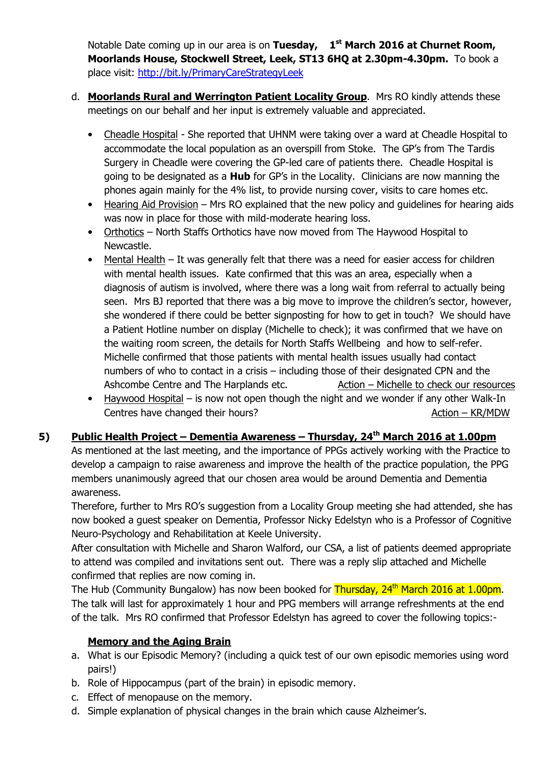Notable Date coming up in our area is on **Tuesday, 1st March 2016 at Churnet Room, Moorlands House, Stockwell Street, Leek, ST13 6HQ at 2.30pm-4.30pm.** To book a place visit: http://bit.ly/PrimaryCareStrategyLeek

d. **Moorlands Rural and Werrington Patient Locality Group**. Mrs RO kindly attends these meetings on our behalf and her input is extremely valuable and appreciated.

- Cheadle Hospital - She reported that UHNM were taking over a ward at Cheadle Hospital to accommodate the local population as an overspill from Stoke. The GP's from The Tardis Surgery in Cheadle were covering the GP-led care of patients there. Cheadle Hospital is going to be designated as a **Hub** for GP's in the Locality. Clinicians are now manning the phones again mainly for the 4% list, to provide nursing cover, visits to care homes etc.
- Hearing Aid Provision – Mrs RO explained that the new policy and guidelines for hearing aids was now in place for those with mild-moderate hearing loss.
- Orthotics – North Staffs Orthotics have now moved from The Haywood Hospital to Newcastle.
- Mental Health – It was generally felt that there was a need for easier access for children with mental health issues. Kate confirmed that this was an area, especially when a diagnosis of autism is involved, where there was a long wait from referral to actually being seen. Mrs BJ reported that there was a big move to improve the children's sector, however, she wondered if there could be better signposting for how to get in touch? We should have a Patient Hotline number on display (Michelle to check); it was confirmed that we have on the waiting room screen, the details for North Staffs Wellbeing and how to self-refer. Michelle confirmed that those patients with mental health issues usually had contact numbers of who to contact in a crisis – including those of their designated CPN and the Ashcombe Centre and The Harplands etc. Action – Michelle to check our resources
- Haywood Hospital – is now not open though the night and we wonder if any other Walk-In Centres have changed their hours? Action – KR/MDW

## 5) Public Health Project – Dementia Awareness – Thursday, 24th March 2016 at 1.00pm

As mentioned at the last meeting, and the importance of PPGs actively working with the Practice to develop a campaign to raise awareness and improve the health of the practice population, the PPG members unanimously agreed that our chosen area would be around Dementia and Dementia awareness.

Therefore, further to Mrs RO's suggestion from a Locality Group meeting she had attended, she has now booked a guest speaker on Dementia, Professor Nicky Edelstyn who is a Professor of Cognitive Neuro-Psychology and Rehabilitation at Keele University.

After consultation with Michelle and Sharon Walford, our CSA, a list of patients deemed appropriate to attend was compiled and invitations sent out. There was a reply slip attached and Michelle confirmed that replies are now coming in.

The Hub (Community Bungalow) has now been booked for Thursday, 24th March 2016 at 1.00pm. The talk will last for approximately 1 hour and PPG members will arrange refreshments at the end of the talk. Mrs RO confirmed that Professor Edelstyn has agreed to cover the following topics:-

**Memory and the Aging Brain**

a. What is our Episodic Memory? (including a quick test of our own episodic memories using word pairs!)
b. Role of Hippocampus (part of the brain) in episodic memory.
c. Effect of menopause on the memory.
d. Simple explanation of physical changes in the brain which cause Alzheimer's.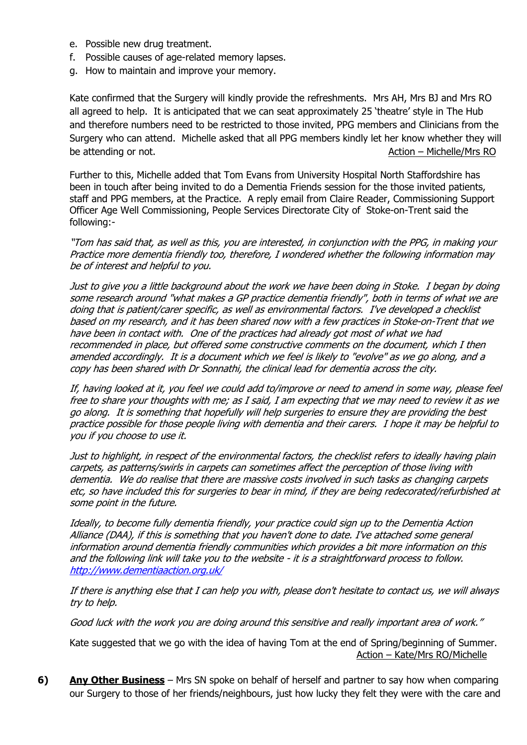e. Possible new drug treatment.
f. Possible causes of age-related memory lapses.
g. How to maintain and improve your memory.

Kate confirmed that the Surgery will kindly provide the refreshments. Mrs AH, Mrs BJ and Mrs RO all agreed to help. It is anticipated that we can seat approximately 25 'theatre' style in The Hub and therefore numbers need to be restricted to those invited, PPG members and Clinicians from the Surgery who can attend. Michelle asked that all PPG members kindly let her know whether they will be attending or not. Action – Michelle/Mrs RO

Further to this, Michelle added that Tom Evans from University Hospital North Staffordshire has been in touch after being invited to do a Dementia Friends session for the those invited patients, staff and PPG members, at the Practice. A reply email from Claire Reader, Commissioning Support Officer Age Well Commissioning, People Services Directorate City of Stoke-on-Trent said the following:-

*"Tom has said that, as well as this, you are interested, in conjunction with the PPG, in making your Practice more dementia friendly too, therefore, I wondered whether the following information may be of interest and helpful to you.*

*Just to give you a little background about the work we have been doing in Stoke. I began by doing some research around "what makes a GP practice dementia friendly", both in terms of what we are doing that is patient/carer specific, as well as environmental factors. I've developed a checklist based on my research, and it has been shared now with a few practices in Stoke-on-Trent that we have been in contact with. One of the practices had already got most of what we had recommended in place, but offered some constructive comments on the document, which I then amended accordingly. It is a document which we feel is likely to "evolve" as we go along, and a copy has been shared with Dr Sonnathi, the clinical lead for dementia across the city.*

*If, having looked at it, you feel we could add to/improve or need to amend in some way, please feel free to share your thoughts with me; as I said, I am expecting that we may need to review it as we go along. It is something that hopefully will help surgeries to ensure they are providing the best practice possible for those people living with dementia and their carers. I hope it may be helpful to you if you choose to use it.*

*Just to highlight, in respect of the environmental factors, the checklist refers to ideally having plain carpets, as patterns/swirls in carpets can sometimes affect the perception of those living with dementia. We do realise that there are massive costs involved in such tasks as changing carpets etc, so have included this for surgeries to bear in mind, if they are being redecorated/refurbished at some point in the future.*

*Ideally, to become fully dementia friendly, your practice could sign up to the Dementia Action Alliance (DAA), if this is something that you haven't done to date. I've attached some general information around dementia friendly communities which provides a bit more information on this and the following link will take you to the website - it is a straightforward process to follow.* [*http://www.dementiaaction.org.uk/*](http://www.dementiaaction.org.uk/)

*If there is anything else that I can help you with, please don't hesitate to contact us, we will always try to help.*

*Good luck with the work you are doing around this sensitive and really important area of work."*

Kate suggested that we go with the idea of having Tom at the end of Spring/beginning of Summer. Action – Kate/Mrs RO/Michelle

**6)** **Any Other Business** – Mrs SN spoke on behalf of herself and partner to say how when comparing our Surgery to those of her friends/neighbours, just how lucky they felt they were with the care and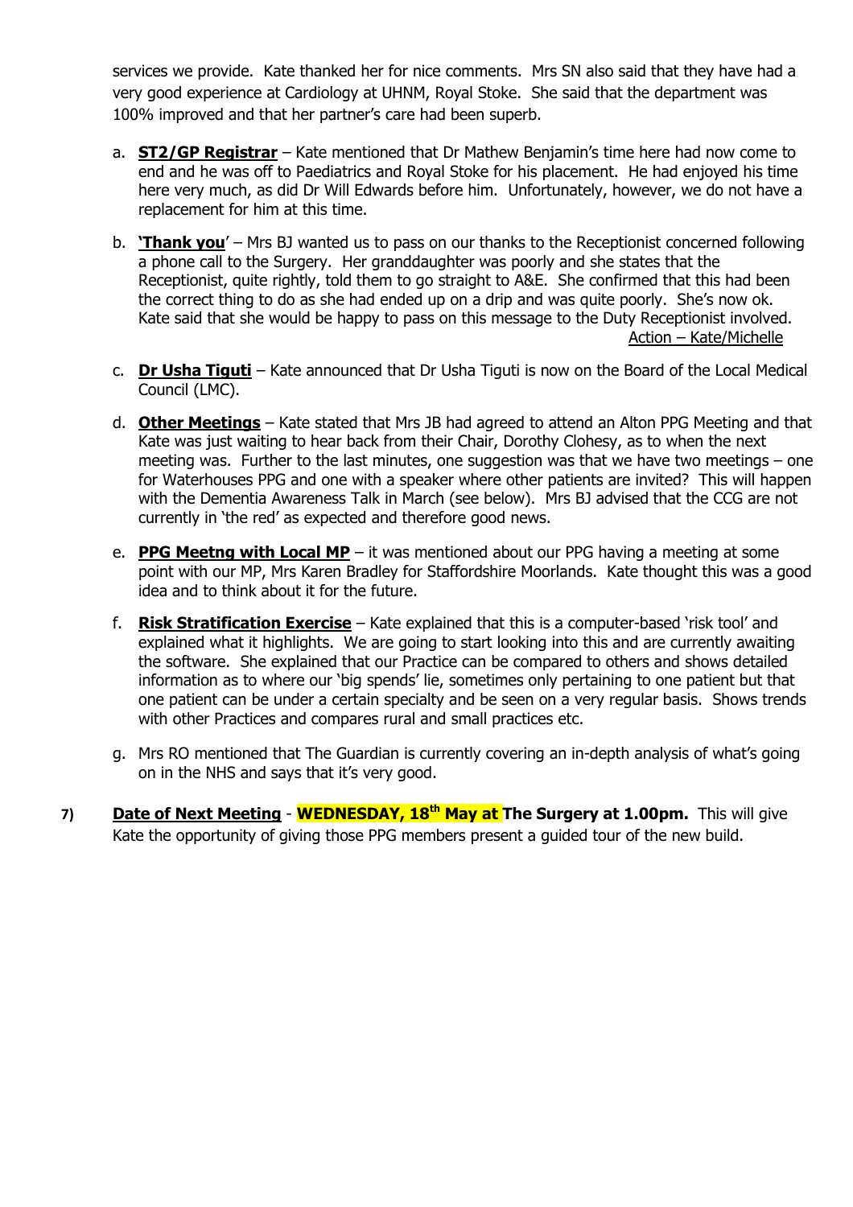services we provide. Kate thanked her for nice comments. Mrs SN also said that they have had a very good experience at Cardiology at UHNM, Royal Stoke. She said that the department was 100% improved and that her partner's care had been superb.

a. **ST2/GP Registrar** – Kate mentioned that Dr Mathew Benjamin's time here had now come to end and he was off to Paediatrics and Royal Stoke for his placement. He had enjoyed his time here very much, as did Dr Will Edwards before him. Unfortunately, however, we do not have a replacement for him at this time.

b. **'Thank you'** – Mrs BJ wanted us to pass on our thanks to the Receptionist concerned following a phone call to the Surgery. Her granddaughter was poorly and she states that the Receptionist, quite rightly, told them to go straight to A&E. She confirmed that this had been the correct thing to do as she had ended up on a drip and was quite poorly. She's now ok. Kate said that she would be happy to pass on this message to the Duty Receptionist involved.
Action – Kate/Michelle

c. **Dr Usha Tiguti** – Kate announced that Dr Usha Tiguti is now on the Board of the Local Medical Council (LMC).

d. **Other Meetings** – Kate stated that Mrs JB had agreed to attend an Alton PPG Meeting and that Kate was just waiting to hear back from their Chair, Dorothy Clohesy, as to when the next meeting was. Further to the last minutes, one suggestion was that we have two meetings – one for Waterhouses PPG and one with a speaker where other patients are invited? This will happen with the Dementia Awareness Talk in March (see below). Mrs BJ advised that the CCG are not currently in 'the red' as expected and therefore good news.

e. **PPG Meetng with Local MP** – it was mentioned about our PPG having a meeting at some point with our MP, Mrs Karen Bradley for Staffordshire Moorlands. Kate thought this was a good idea and to think about it for the future.

f. **Risk Stratification Exercise** – Kate explained that this is a computer-based 'risk tool' and explained what it highlights. We are going to start looking into this and are currently awaiting the software. She explained that our Practice can be compared to others and shows detailed information as to where our 'big spends' lie, sometimes only pertaining to one patient but that one patient can be under a certain specialty and be seen on a very regular basis. Shows trends with other Practices and compares rural and small practices etc.

g. Mrs RO mentioned that The Guardian is currently covering an in-depth analysis of what's going on in the NHS and says that it's very good.

**7)** **Date of Next Meeting** - **WEDNESDAY, 18th May at The Surgery at 1.00pm.** This will give Kate the opportunity of giving those PPG members present a guided tour of the new build.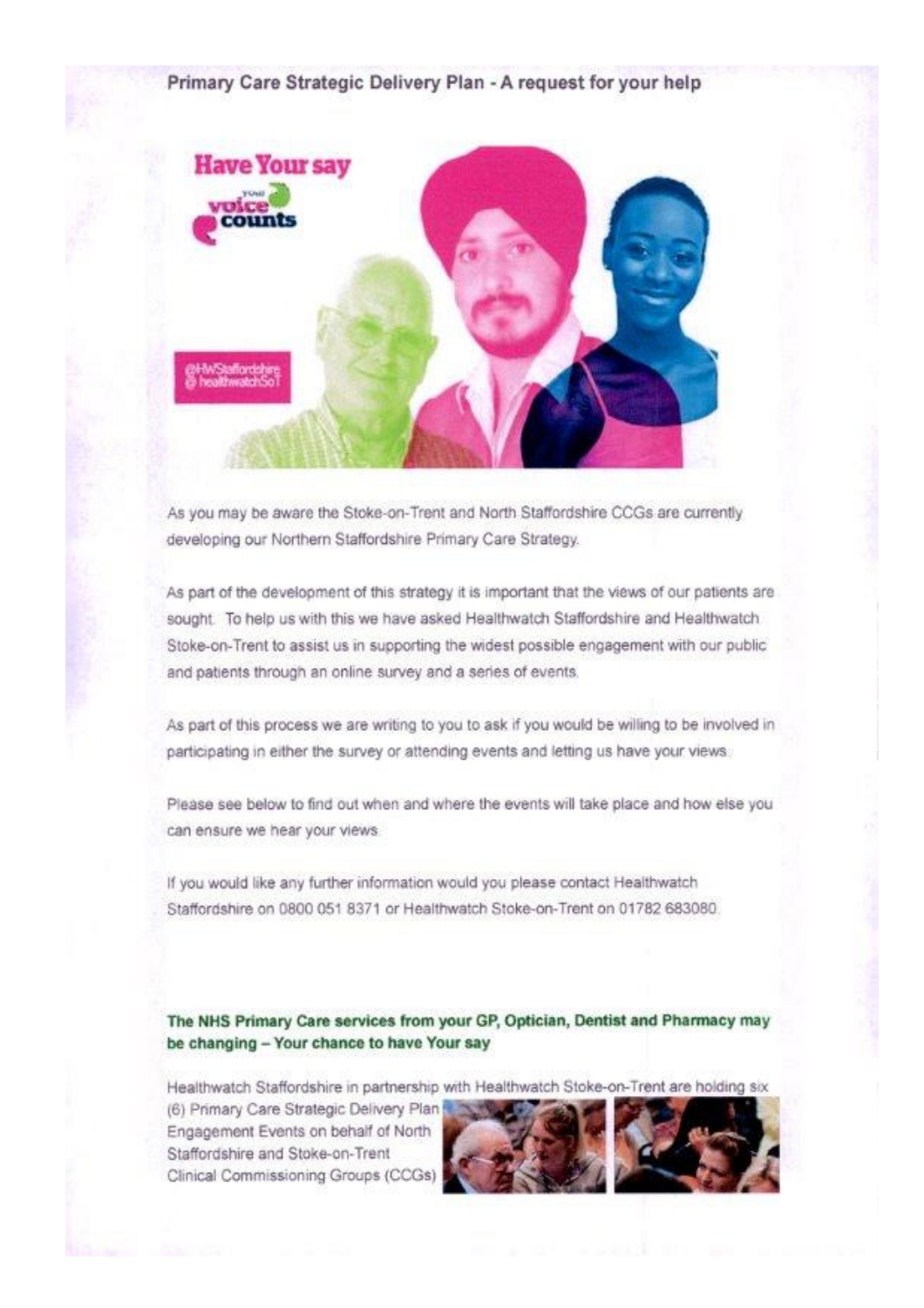**Primary Care Strategic Delivery Plan - A request for your help**

As you may be aware the Stoke-on-Trent and North Staffordshire CCGs are currently developing our Northern Staffordshire Primary Care Strategy.

As part of the development of this strategy it is important that the views of our patients are sought. To help us with this we have asked Healthwatch Staffordshire and Healthwatch Stoke-on-Trent to assist us in supporting the widest possible engagement with our public and patients through an online survey and a series of events.

As part of this process we are writing to you to ask if you would be willing to be involved in participating in either the survey or attending events and letting us have your views.

Please see below to find out when and where the events will take place and how else you can ensure we hear your views.

If you would like any further information would you please contact Healthwatch Staffordshire on 0800 051 8371 or Healthwatch Stoke-on-Trent on 01782 683080.

**The NHS Primary Care services from your GP, Optician, Dentist and Pharmacy may be changing – Your chance to have Your say**

Healthwatch Staffordshire in partnership with Healthwatch Stoke-on-Trent are holding six (6) Primary Care Strategic Delivery Plan Engagement Events on behalf of North Staffordshire and Stoke-on-Trent Clinical Commissioning Groups (CCGs)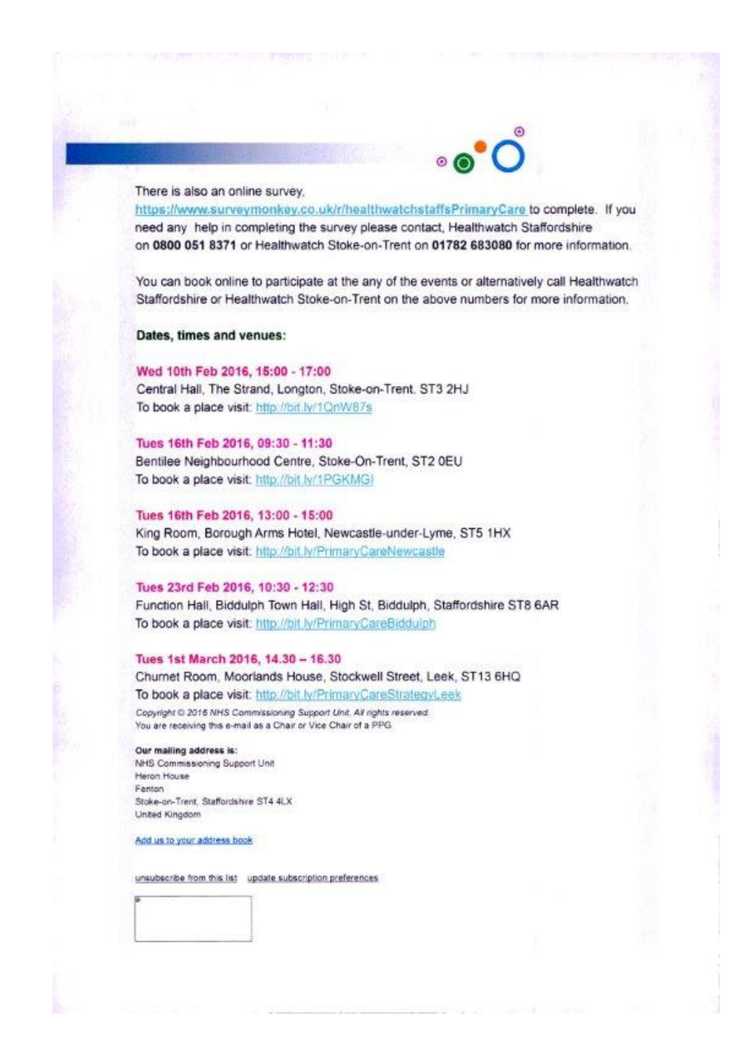There is also an online survey, https://www.surveymonkey.co.uk/r/healthwatchstaffsPrimaryCare to complete. If you need any help in completing the survey please contact, Healthwatch Staffordshire on **0800 051 8371** or Healthwatch Stoke-on-Trent on **01782 683080** for more information.

You can book online to participate at the any of the events or alternatively call Healthwatch Staffordshire or Healthwatch Stoke-on-Trent on the above numbers for more information.

**Dates, times and venues:**

**Wed 10th Feb 2016, 15:00 - 17:00**
Central Hall, The Strand, Longton, Stoke-on-Trent. ST3 2HJ
To book a place visit: http://bit.ly/1QnW87s

**Tues 16th Feb 2016, 09:30 - 11:30**
Bentilee Neighbourhood Centre, Stoke-On-Trent, ST2 0EU
To book a place visit: http://bit.ly/1PGKMGI

**Tues 16th Feb 2016, 13:00 - 15:00**
King Room, Borough Arms Hotel, Newcastle-under-Lyme, ST5 1HX
To book a place visit: http://bit.ly/PrimaryCareNewcastle

**Tues 23rd Feb 2016, 10:30 - 12:30**
Function Hall, Biddulph Town Hall, High St, Biddulph, Staffordshire ST8 6AR
To book a place visit: http://bit.ly/PrimaryCareBiddulph

**Tues 1st March 2016, 14.30 – 16.30**
Churnet Room, Moorlands House, Stockwell Street, Leek, ST13 6HQ
To book a place visit: http://bit.ly/PrimaryCareStrategyLeek

*Copyright © 2016 NHS Commissioning Support Unit, All rights reserved.*
*You are receiving this e-mail as a Chair or Vice Chair of a PPG*

**Our mailing address is:**
NHS Commissioning Support Unit
Heron House
Fenton
Stoke-on-Trent, Staffordshire ST4 4LX
United Kingdom

Add us to your address book

unsubscribe from this list    update subscription preferences